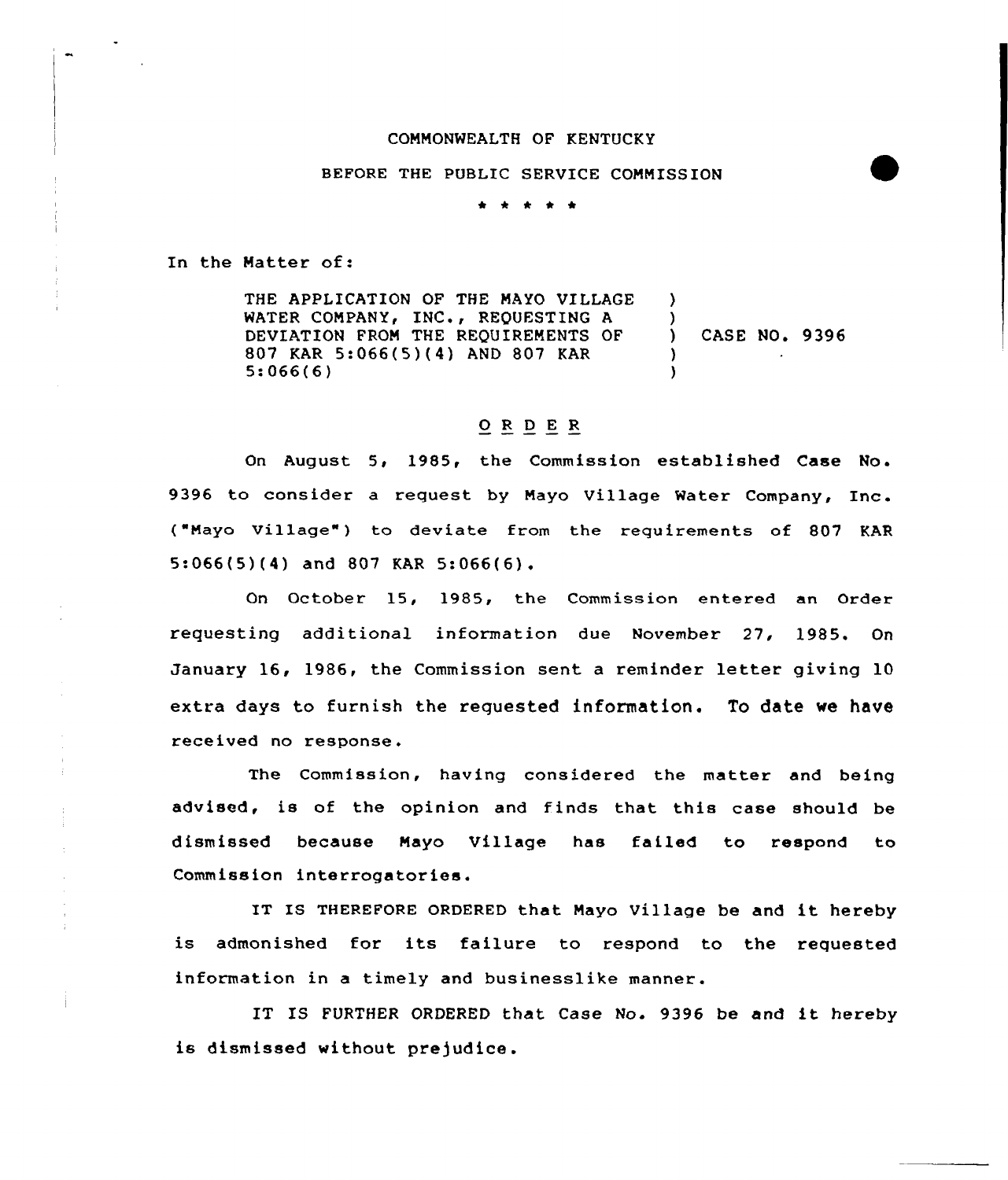COMMONWEALTH OF KENTUCKY

BEFORE THE PUBLIC SERVICE COMMISSION

\* \* \* \* \*

In the Matter of:

| | | |
|---|---|---|
| THE APPLICATION OF THE MAYO VILLAGE WATER COMPANY, INC., REQUESTING A DEVIATION FROM THE REQUIREMENTS OF 807 KAR 5:066(5)(4) AND 807 KAR 5:066(6) | ) | CASE NO. 9396 |

## O R D E R

On August 5, 1985, the Commission established Case No. 9396 to consider a request by Mayo Village Water Company, Inc. ("Mayo Village") to deviate from the requirements of 807 KAR 5:066(5)(4) and 807 KAR 5:066(6).

On October 15, 1985, the Commission entered an Order requesting additional information due November 27, 1985. On January 16, 1986, the Commission sent a reminder letter giving 10 extra days to furnish the requested information. To date we have received no response.

The Commission, having considered the matter and being advised, is of the opinion and finds that this case should be dismissed because Mayo Village has failed to respond to Commission interrogatories.

IT IS THEREFORE ORDERED that Mayo Village be and it hereby is admonished for its failure to respond to the requested information in a timely and businesslike manner.

IT IS FURTHER ORDERED that Case No. 9396 be and it hereby is dismissed without prejudice.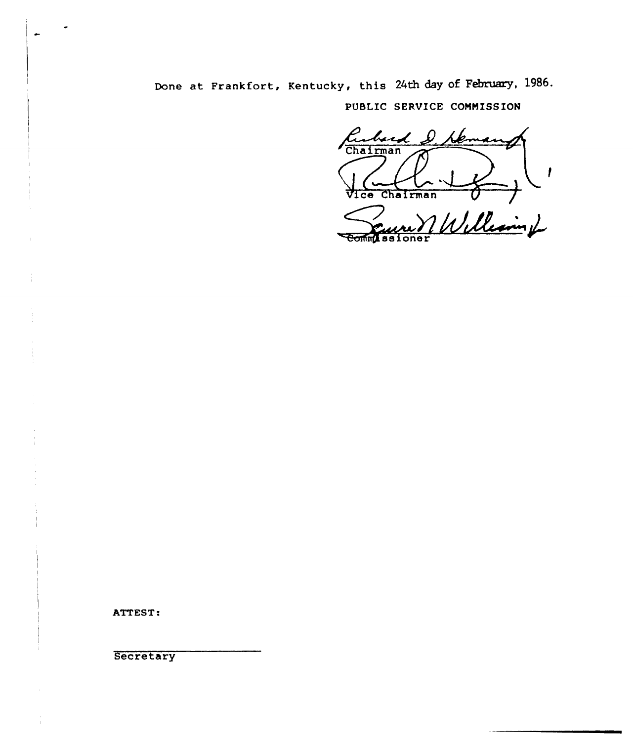Done at Frankfort, Kentucky, this 24th day of February, 1986.

PUBLIC SERVICE COMMISSION

Chairman

Vice Chairman

Commissioner

ATTEST:

Secretary